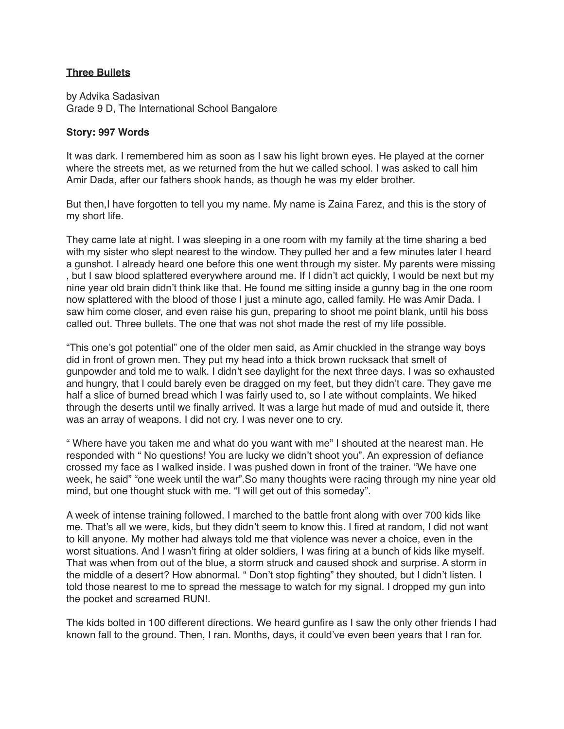**<u>Three Bullets</u>**

by Advika Sadasivan
Grade 9 D, The International School Bangalore

**Story: 997 Words**

It was dark. I remembered him as soon as I saw his light brown eyes. He played at the corner where the streets met, as we returned from the hut we called school. I was asked to call him Amir Dada, after our fathers shook hands, as though he was my elder brother.

But then,I have forgotten to tell you my name. My name is Zaina Farez, and this is the story of my short life.

They came late at night. I was sleeping in a one room with my family at the time sharing a bed with my sister who slept nearest to the window. They pulled her and a few minutes later I heard a gunshot. I already heard one before this one went through my sister. My parents were missing , but I saw blood splattered everywhere around me. If I didn't act quickly, I would be next but my nine year old brain didn't think like that. He found me sitting inside a gunny bag in the one room now splattered with the blood of those I just a minute ago, called family. He was Amir Dada. I saw him come closer, and even raise his gun, preparing to shoot me point blank, until his boss called out. Three bullets. The one that was not shot made the rest of my life possible.

"This one's got potential" one of the older men said, as Amir chuckled in the strange way boys did in front of grown men. They put my head into a thick brown rucksack that smelt of gunpowder and told me to walk. I didn't see daylight for the next three days. I was so exhausted and hungry, that I could barely even be dragged on my feet, but they didn't care. They gave me half a slice of burned bread which I was fairly used to, so I ate without complaints. We hiked through the deserts until we finally arrived. It was a large hut made of mud and outside it, there was an array of weapons. I did not cry. I was never one to cry.

" Where have you taken me and what do you want with me" I shouted at the nearest man. He responded with " No questions! You are lucky we didn't shoot you". An expression of defiance crossed my face as I walked inside. I was pushed down in front of the trainer. "We have one week, he said" "one week until the war".So many thoughts were racing through my nine year old mind, but one thought stuck with me. "I will get out of this someday".

A week of intense training followed. I marched to the battle front along with over 700 kids like me. That's all we were, kids, but they didn't seem to know this. I fired at random, I did not want to kill anyone. My mother had always told me that violence was never a choice, even in the worst situations. And I wasn't firing at older soldiers, I was firing at a bunch of kids like myself. That was when from out of the blue, a storm struck and caused shock and surprise. A storm in the middle of a desert? How abnormal. " Don't stop fighting" they shouted, but I didn't listen. I told those nearest to me to spread the message to watch for my signal. I dropped my gun into the pocket and screamed RUN!.

The kids bolted in 100 different directions. We heard gunfire as I saw the only other friends I had known fall to the ground. Then, I ran. Months, days, it could've even been years that I ran for.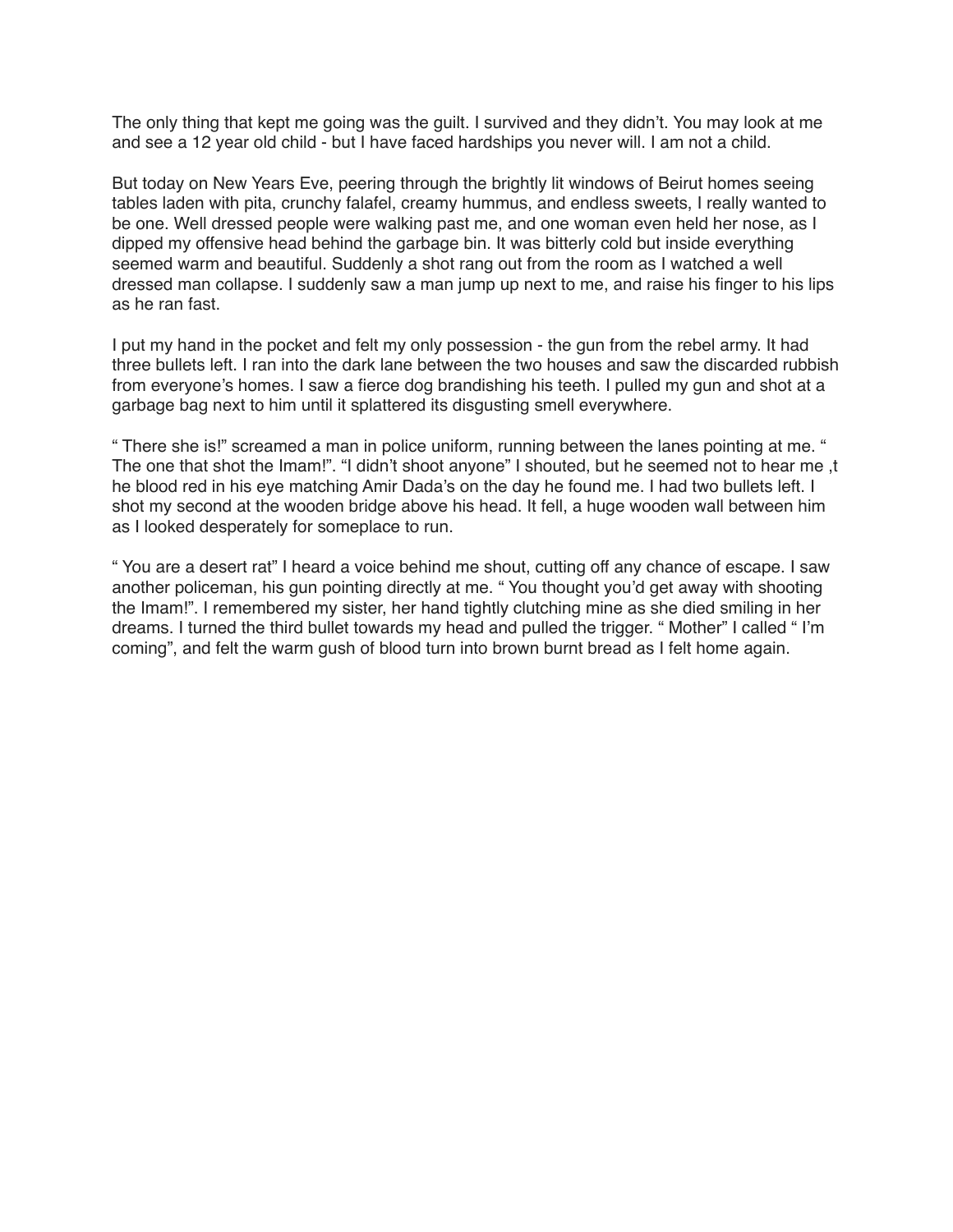The only thing that kept me going was the guilt. I survived and they didn't. You may look at me and see a 12 year old child - but I have faced hardships you never will. I am not a child.

But today on New Years Eve, peering through the brightly lit windows of Beirut homes seeing tables laden with pita, crunchy falafel, creamy hummus, and endless sweets, I really wanted to be one. Well dressed people were walking past me, and one woman even held her nose, as I dipped my offensive head behind the garbage bin. It was bitterly cold but inside everything seemed warm and beautiful. Suddenly a shot rang out from the room as I watched a well dressed man collapse. I suddenly saw a man jump up next to me, and raise his finger to his lips as he ran fast.

I put my hand in the pocket and felt my only possession - the gun from the rebel army. It had three bullets left. I ran into the dark lane between the two houses and saw the discarded rubbish from everyone's homes. I saw a fierce dog brandishing his teeth. I pulled my gun and shot at a garbage bag next to him until it splattered its disgusting smell everywhere.

" There she is!" screamed a man in police uniform, running between the lanes pointing at me. " The one that shot the Imam!". "I didn't shoot anyone" I shouted, but he seemed not to hear me ,t he blood red in his eye matching Amir Dada's on the day he found me. I had two bullets left. I shot my second at the wooden bridge above his head. It fell, a huge wooden wall between him as I looked desperately for someplace to run.

" You are a desert rat" I heard a voice behind me shout, cutting off any chance of escape. I saw another policeman, his gun pointing directly at me. " You thought you'd get away with shooting the Imam!". I remembered my sister, her hand tightly clutching mine as she died smiling in her dreams. I turned the third bullet towards my head and pulled the trigger. " Mother" I called " I'm coming", and felt the warm gush of blood turn into brown burnt bread as I felt home again.